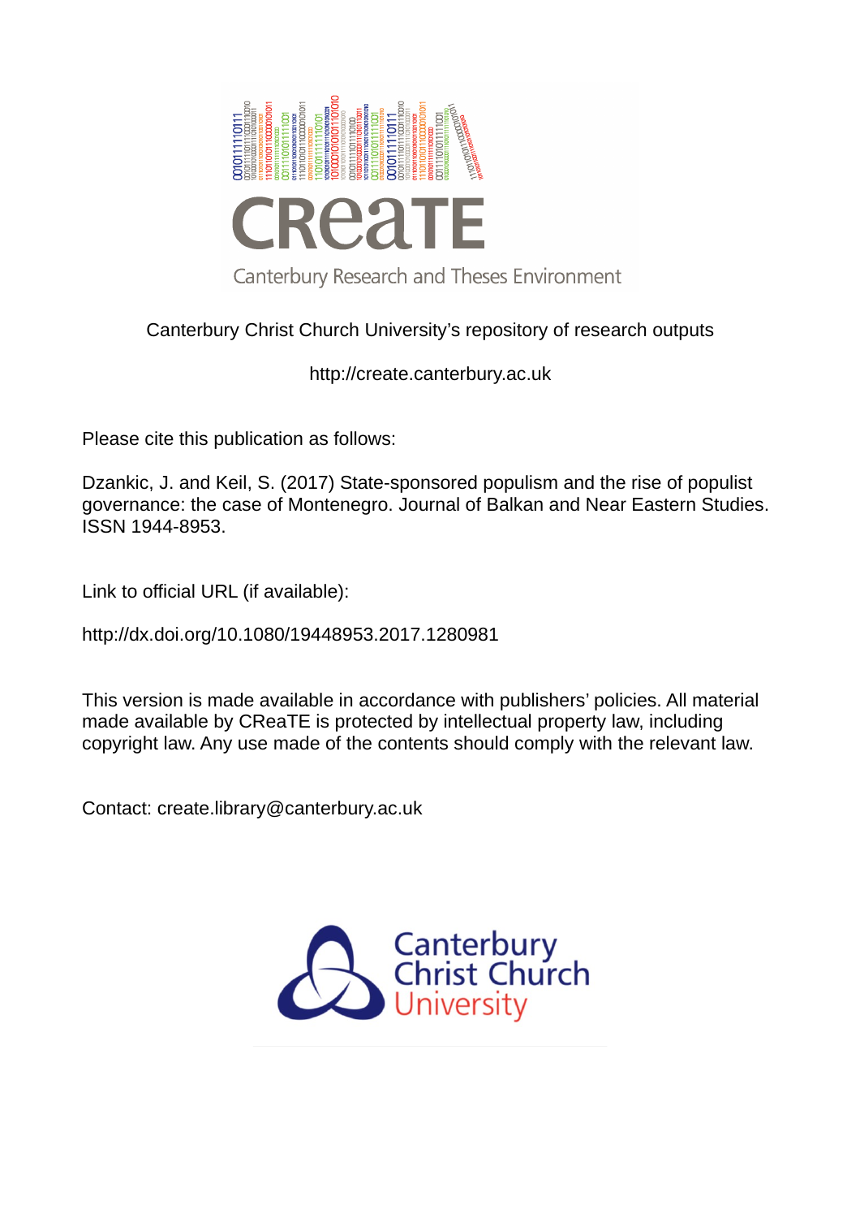Canterbury Christ Church University's repository of research outputs

http://create.canterbury.ac.uk

Please cite this publication as follows:

Dzankic, J. and Keil, S. (2017) State-sponsored populism and the rise of populist governance: the case of Montenegro. Journal of Balkan and Near Eastern Studies. ISSN 1944-8953.

Link to official URL (if available):

http://dx.doi.org/10.1080/19448953.2017.1280981

This version is made available in accordance with publishers' policies. All material made available by CReaTE is protected by intellectual property law, including copyright law. Any use made of the contents should comply with the relevant law.

Contact: create.library@canterbury.ac.uk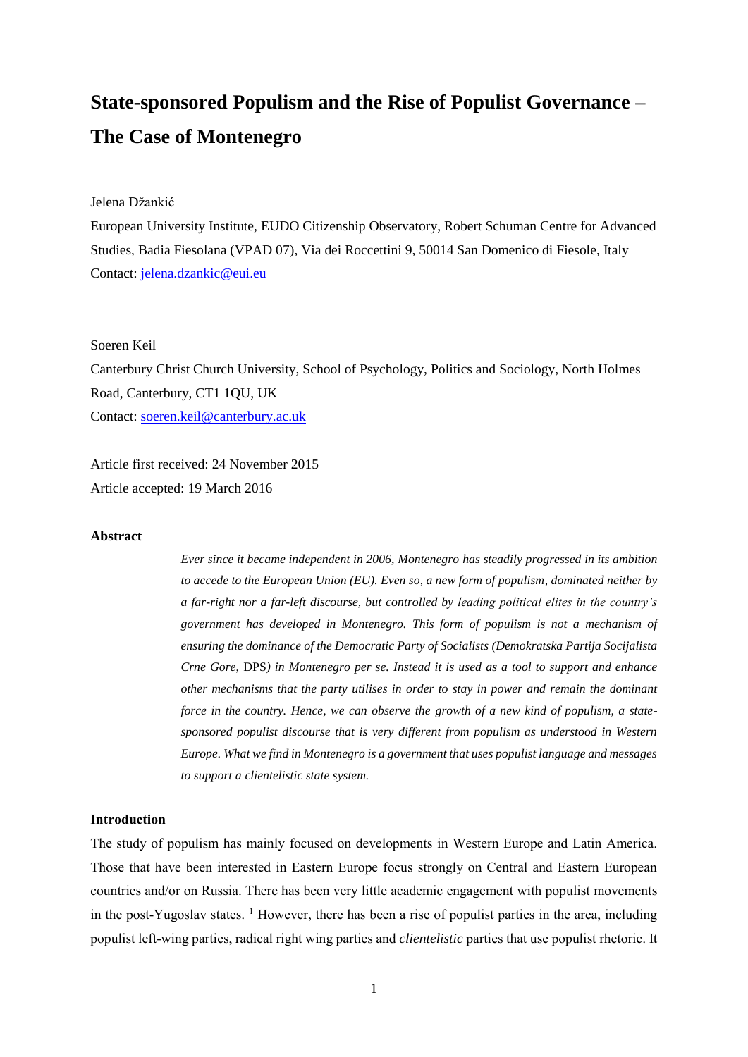# State-sponsored Populism and the Rise of Populist Governance – The Case of Montenegro

Jelena Džankić

European University Institute, EUDO Citizenship Observatory, Robert Schuman Centre for Advanced Studies, Badia Fiesolana (VPAD 07), Via dei Roccettini 9, 50014 San Domenico di Fiesole, Italy

Contact: jelena.dzankic@eui.eu

Soeren Keil

Canterbury Christ Church University, School of Psychology, Politics and Sociology, North Holmes Road, Canterbury, CT1 1QU, UK

Contact: soeren.keil@canterbury.ac.uk

Article first received: 24 November 2015

Article accepted: 19 March 2016

### Abstract

*Ever since it became independent in 2006, Montenegro has steadily progressed in its ambition to accede to the European Union (EU). Even so, a new form of populism, dominated neither by a far-right nor a far-left discourse, but controlled by leading political elites in the country's government has developed in Montenegro. This form of populism is not a mechanism of ensuring the dominance of the Democratic Party of Socialists (Demokratska Partija Socijalista Crne Gore,* DPS*) in Montenegro per se. Instead it is used as a tool to support and enhance other mechanisms that the party utilises in order to stay in power and remain the dominant force in the country. Hence, we can observe the growth of a new kind of populism, a state-sponsored populist discourse that is very different from populism as understood in Western Europe. What we find in Montenegro is a government that uses populist language and messages to support a clientelistic state system.*

### Introduction

The study of populism has mainly focused on developments in Western Europe and Latin America. Those that have been interested in Eastern Europe focus strongly on Central and Eastern European countries and/or on Russia. There has been very little academic engagement with populist movements in the post-Yugoslav states. [1] However, there has been a rise of populist parties in the area, including populist left-wing parties, radical right wing parties and *clientelistic* parties that use populist rhetoric. It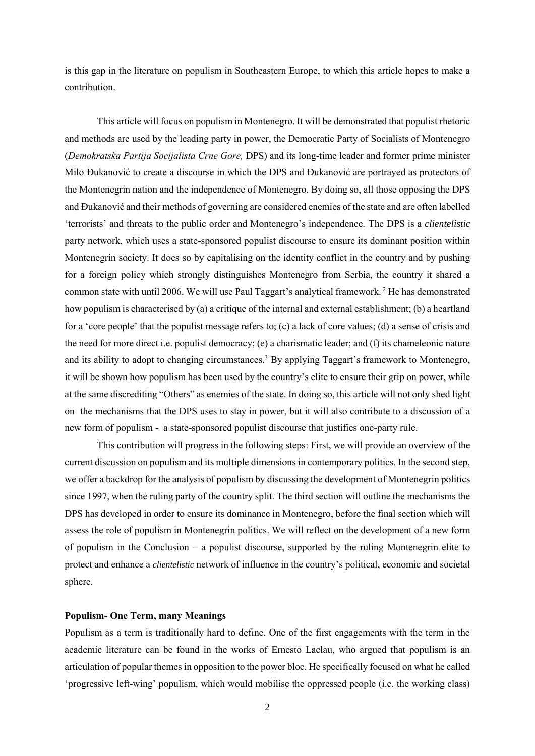is this gap in the literature on populism in Southeastern Europe, to which this article hopes to make a contribution.

This article will focus on populism in Montenegro. It will be demonstrated that populist rhetoric and methods are used by the leading party in power, the Democratic Party of Socialists of Montenegro (*Demokratska Partija Socijalista Crne Gore,* DPS) and its long-time leader and former prime minister Milo Đukanović to create a discourse in which the DPS and Đukanović are portrayed as protectors of the Montenegrin nation and the independence of Montenegro. By doing so, all those opposing the DPS and Đukanović and their methods of governing are considered enemies of the state and are often labelled 'terrorists' and threats to the public order and Montenegro's independence. The DPS is a *clientelistic* party network, which uses a state-sponsored populist discourse to ensure its dominant position within Montenegrin society. It does so by capitalising on the identity conflict in the country and by pushing for a foreign policy which strongly distinguishes Montenegro from Serbia, the country it shared a common state with until 2006. We will use Paul Taggart's analytical framework.[2] He has demonstrated how populism is characterised by (a) a critique of the internal and external establishment; (b) a heartland for a 'core people' that the populist message refers to; (c) a lack of core values; (d) a sense of crisis and the need for more direct i.e. populist democracy; (e) a charismatic leader; and (f) its chameleonic nature and its ability to adopt to changing circumstances.[3] By applying Taggart's framework to Montenegro, it will be shown how populism has been used by the country's elite to ensure their grip on power, while at the same discrediting "Others" as enemies of the state. In doing so, this article will not only shed light on the mechanisms that the DPS uses to stay in power, but it will also contribute to a discussion of a new form of populism - a state-sponsored populist discourse that justifies one-party rule.

This contribution will progress in the following steps: First, we will provide an overview of the current discussion on populism and its multiple dimensions in contemporary politics. In the second step, we offer a backdrop for the analysis of populism by discussing the development of Montenegrin politics since 1997, when the ruling party of the country split. The third section will outline the mechanisms the DPS has developed in order to ensure its dominance in Montenegro, before the final section which will assess the role of populism in Montenegrin politics. We will reflect on the development of a new form of populism in the Conclusion – a populist discourse, supported by the ruling Montenegrin elite to protect and enhance a *clientelistic* network of influence in the country's political, economic and societal sphere.

**Populism- One Term, many Meanings**

Populism as a term is traditionally hard to define. One of the first engagements with the term in the academic literature can be found in the works of Ernesto Laclau, who argued that populism is an articulation of popular themes in opposition to the power bloc. He specifically focused on what he called 'progressive left-wing' populism, which would mobilise the oppressed people (i.e. the working class)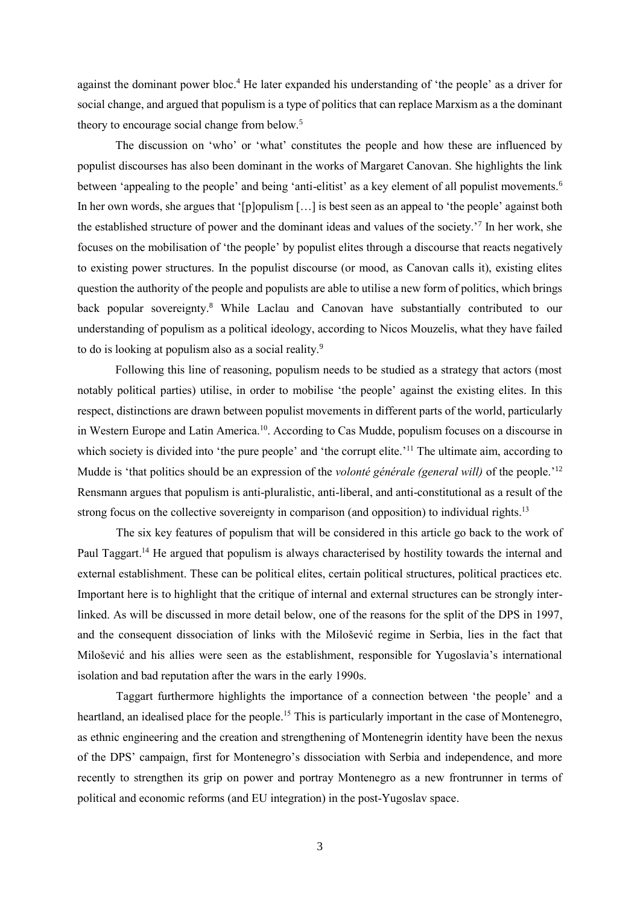against the dominant power bloc.[4] He later expanded his understanding of 'the people' as a driver for social change, and argued that populism is a type of politics that can replace Marxism as a the dominant theory to encourage social change from below.[5]

The discussion on 'who' or 'what' constitutes the people and how these are influenced by populist discourses has also been dominant in the works of Margaret Canovan. She highlights the link between 'appealing to the people' and being 'anti-elitist' as a key element of all populist movements.[6] In her own words, she argues that '[p]opulism […] is best seen as an appeal to 'the people' against both the established structure of power and the dominant ideas and values of the society.'[7] In her work, she focuses on the mobilisation of 'the people' by populist elites through a discourse that reacts negatively to existing power structures. In the populist discourse (or mood, as Canovan calls it), existing elites question the authority of the people and populists are able to utilise a new form of politics, which brings back popular sovereignty.[8] While Laclau and Canovan have substantially contributed to our understanding of populism as a political ideology, according to Nicos Mouzelis, what they have failed to do is looking at populism also as a social reality.[9]

Following this line of reasoning, populism needs to be studied as a strategy that actors (most notably political parties) utilise, in order to mobilise 'the people' against the existing elites. In this respect, distinctions are drawn between populist movements in different parts of the world, particularly in Western Europe and Latin America.[10]. According to Cas Mudde, populism focuses on a discourse in which society is divided into 'the pure people' and 'the corrupt elite.'[11] The ultimate aim, according to Mudde is 'that politics should be an expression of the *volonté générale (general will)* of the people.'[12] Rensmann argues that populism is anti-pluralistic, anti-liberal, and anti-constitutional as a result of the strong focus on the collective sovereignty in comparison (and opposition) to individual rights.[13]

The six key features of populism that will be considered in this article go back to the work of Paul Taggart.[14] He argued that populism is always characterised by hostility towards the internal and external establishment. These can be political elites, certain political structures, political practices etc. Important here is to highlight that the critique of internal and external structures can be strongly inter-linked. As will be discussed in more detail below, one of the reasons for the split of the DPS in 1997, and the consequent dissociation of links with the Milošević regime in Serbia, lies in the fact that Milošević and his allies were seen as the establishment, responsible for Yugoslavia's international isolation and bad reputation after the wars in the early 1990s.

Taggart furthermore highlights the importance of a connection between 'the people' and a heartland, an idealised place for the people.[15] This is particularly important in the case of Montenegro, as ethnic engineering and the creation and strengthening of Montenegrin identity have been the nexus of the DPS' campaign, first for Montenegro's dissociation with Serbia and independence, and more recently to strengthen its grip on power and portray Montenegro as a new frontrunner in terms of political and economic reforms (and EU integration) in the post-Yugoslav space.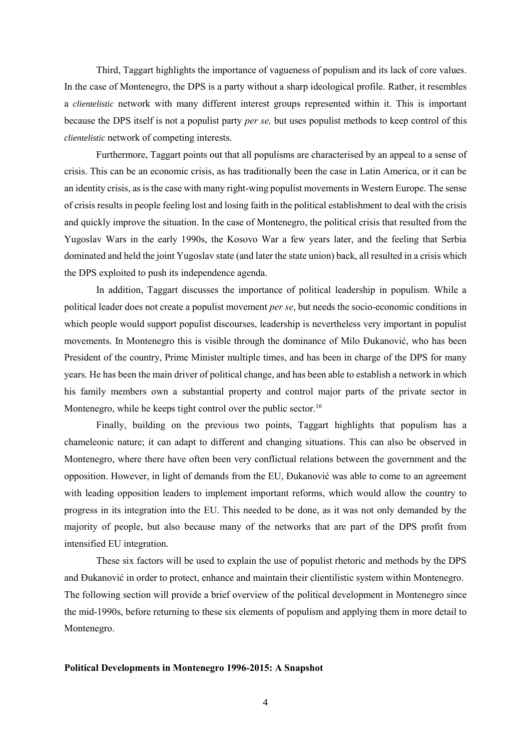Third, Taggart highlights the importance of vagueness of populism and its lack of core values. In the case of Montenegro, the DPS is a party without a sharp ideological profile. Rather, it resembles a *clientelistic* network with many different interest groups represented within it. This is important because the DPS itself is not a populist party *per se,* but uses populist methods to keep control of this *clientelistic* network of competing interests.

Furthermore, Taggart points out that all populisms are characterised by an appeal to a sense of crisis. This can be an economic crisis, as has traditionally been the case in Latin America, or it can be an identity crisis, as is the case with many right-wing populist movements in Western Europe. The sense of crisis results in people feeling lost and losing faith in the political establishment to deal with the crisis and quickly improve the situation. In the case of Montenegro, the political crisis that resulted from the Yugoslav Wars in the early 1990s, the Kosovo War a few years later, and the feeling that Serbia dominated and held the joint Yugoslav state (and later the state union) back, all resulted in a crisis which the DPS exploited to push its independence agenda.

In addition, Taggart discusses the importance of political leadership in populism. While a political leader does not create a populist movement *per se*, but needs the socio-economic conditions in which people would support populist discourses, leadership is nevertheless very important in populist movements. In Montenegro this is visible through the dominance of Milo Đukanović, who has been President of the country, Prime Minister multiple times, and has been in charge of the DPS for many years. He has been the main driver of political change, and has been able to establish a network in which his family members own a substantial property and control major parts of the private sector in Montenegro, while he keeps tight control over the public sector.[16]

Finally, building on the previous two points, Taggart highlights that populism has a chameleonic nature; it can adapt to different and changing situations. This can also be observed in Montenegro, where there have often been very conflictual relations between the government and the opposition. However, in light of demands from the EU, Đukanović was able to come to an agreement with leading opposition leaders to implement important reforms, which would allow the country to progress in its integration into the EU. This needed to be done, as it was not only demanded by the majority of people, but also because many of the networks that are part of the DPS profit from intensified EU integration.

These six factors will be used to explain the use of populist rhetoric and methods by the DPS and Đukanović in order to protect, enhance and maintain their clientilistic system within Montenegro. The following section will provide a brief overview of the political development in Montenegro since the mid-1990s, before returning to these six elements of populism and applying them in more detail to Montenegro.

**Political Developments in Montenegro 1996-2015: A Snapshot**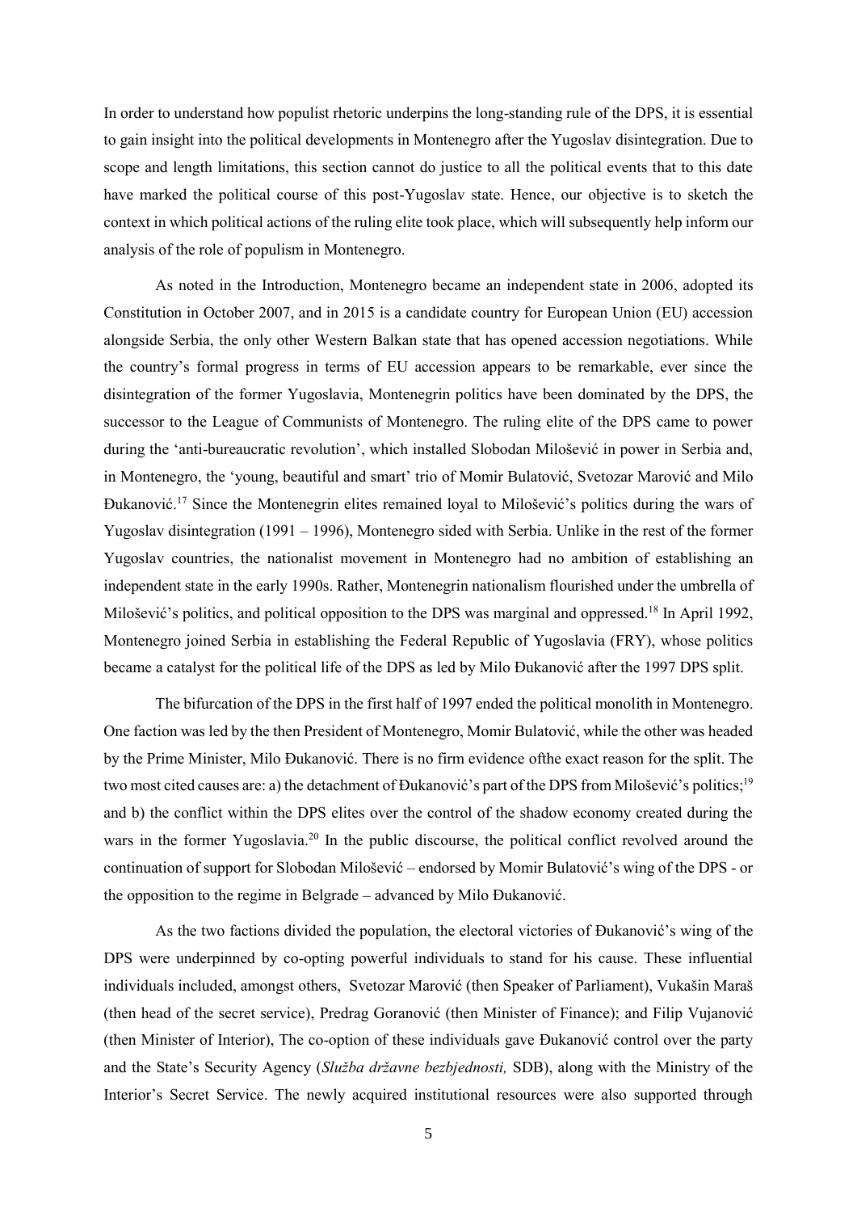In order to understand how populist rhetoric underpins the long-standing rule of the DPS, it is essential to gain insight into the political developments in Montenegro after the Yugoslav disintegration. Due to scope and length limitations, this section cannot do justice to all the political events that to this date have marked the political course of this post-Yugoslav state. Hence, our objective is to sketch the context in which political actions of the ruling elite took place, which will subsequently help inform our analysis of the role of populism in Montenegro.

As noted in the Introduction, Montenegro became an independent state in 2006, adopted its Constitution in October 2007, and in 2015 is a candidate country for European Union (EU) accession alongside Serbia, the only other Western Balkan state that has opened accession negotiations. While the country's formal progress in terms of EU accession appears to be remarkable, ever since the disintegration of the former Yugoslavia, Montenegrin politics have been dominated by the DPS, the successor to the League of Communists of Montenegro. The ruling elite of the DPS came to power during the 'anti-bureaucratic revolution', which installed Slobodan Milošević in power in Serbia and, in Montenegro, the 'young, beautiful and smart' trio of Momir Bulatović, Svetozar Marović and Milo Đukanović.[17] Since the Montenegrin elites remained loyal to Milošević's politics during the wars of Yugoslav disintegration (1991 – 1996), Montenegro sided with Serbia. Unlike in the rest of the former Yugoslav countries, the nationalist movement in Montenegro had no ambition of establishing an independent state in the early 1990s. Rather, Montenegrin nationalism flourished under the umbrella of Milošević's politics, and political opposition to the DPS was marginal and oppressed.[18] In April 1992, Montenegro joined Serbia in establishing the Federal Republic of Yugoslavia (FRY), whose politics became a catalyst for the political life of the DPS as led by Milo Đukanović after the 1997 DPS split.

The bifurcation of the DPS in the first half of 1997 ended the political monolith in Montenegro. One faction was led by the then President of Montenegro, Momir Bulatović, while the other was headed by the Prime Minister, Milo Đukanović. There is no firm evidence ofthe exact reason for the split. The two most cited causes are: a) the detachment of Đukanović's part of the DPS from Milošević's politics;[19] and b) the conflict within the DPS elites over the control of the shadow economy created during the wars in the former Yugoslavia.[20] In the public discourse, the political conflict revolved around the continuation of support for Slobodan Milošević – endorsed by Momir Bulatović's wing of the DPS - or the opposition to the regime in Belgrade – advanced by Milo Đukanović.

As the two factions divided the population, the electoral victories of Đukanović's wing of the DPS were underpinned by co-opting powerful individuals to stand for his cause. These influential individuals included, amongst others, Svetozar Marović (then Speaker of Parliament), Vukašin Maraš (then head of the secret service), Predrag Goranović (then Minister of Finance); and Filip Vujanović (then Minister of Interior), The co-option of these individuals gave Đukanović control over the party and the State's Security Agency (*Služba državne bezbjednosti,* SDB), along with the Ministry of the Interior's Secret Service. The newly acquired institutional resources were also supported through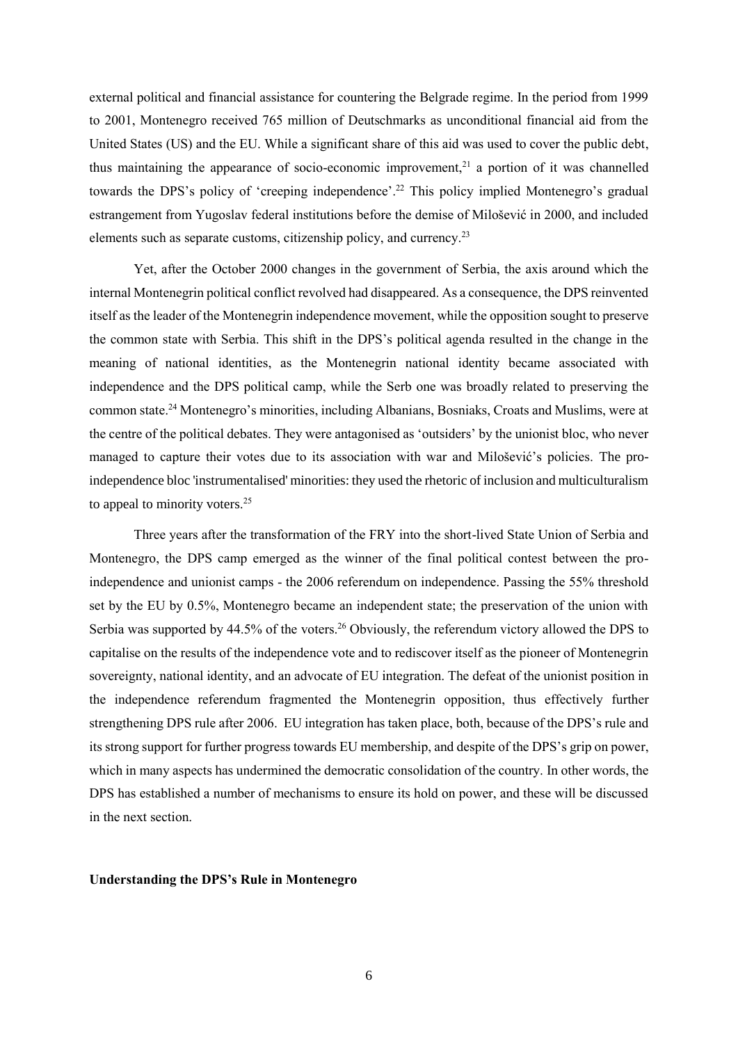external political and financial assistance for countering the Belgrade regime. In the period from 1999 to 2001, Montenegro received 765 million of Deutschmarks as unconditional financial aid from the United States (US) and the EU. While a significant share of this aid was used to cover the public debt, thus maintaining the appearance of socio-economic improvement,[21] a portion of it was channelled towards the DPS's policy of 'creeping independence'.[22] This policy implied Montenegro's gradual estrangement from Yugoslav federal institutions before the demise of Milošević in 2000, and included elements such as separate customs, citizenship policy, and currency.[23]

Yet, after the October 2000 changes in the government of Serbia, the axis around which the internal Montenegrin political conflict revolved had disappeared. As a consequence, the DPS reinvented itself as the leader of the Montenegrin independence movement, while the opposition sought to preserve the common state with Serbia. This shift in the DPS's political agenda resulted in the change in the meaning of national identities, as the Montenegrin national identity became associated with independence and the DPS political camp, while the Serb one was broadly related to preserving the common state.[24] Montenegro's minorities, including Albanians, Bosniaks, Croats and Muslims, were at the centre of the political debates. They were antagonised as 'outsiders' by the unionist bloc, who never managed to capture their votes due to its association with war and Milošević's policies. The pro-independence bloc 'instrumentalised' minorities: they used the rhetoric of inclusion and multiculturalism to appeal to minority voters.[25]

Three years after the transformation of the FRY into the short-lived State Union of Serbia and Montenegro, the DPS camp emerged as the winner of the final political contest between the pro-independence and unionist camps - the 2006 referendum on independence. Passing the 55% threshold set by the EU by 0.5%, Montenegro became an independent state; the preservation of the union with Serbia was supported by 44.5% of the voters.[26] Obviously, the referendum victory allowed the DPS to capitalise on the results of the independence vote and to rediscover itself as the pioneer of Montenegrin sovereignty, national identity, and an advocate of EU integration. The defeat of the unionist position in the independence referendum fragmented the Montenegrin opposition, thus effectively further strengthening DPS rule after 2006. EU integration has taken place, both, because of the DPS's rule and its strong support for further progress towards EU membership, and despite of the DPS's grip on power, which in many aspects has undermined the democratic consolidation of the country. In other words, the DPS has established a number of mechanisms to ensure its hold on power, and these will be discussed in the next section.

**Understanding the DPS's Rule in Montenegro**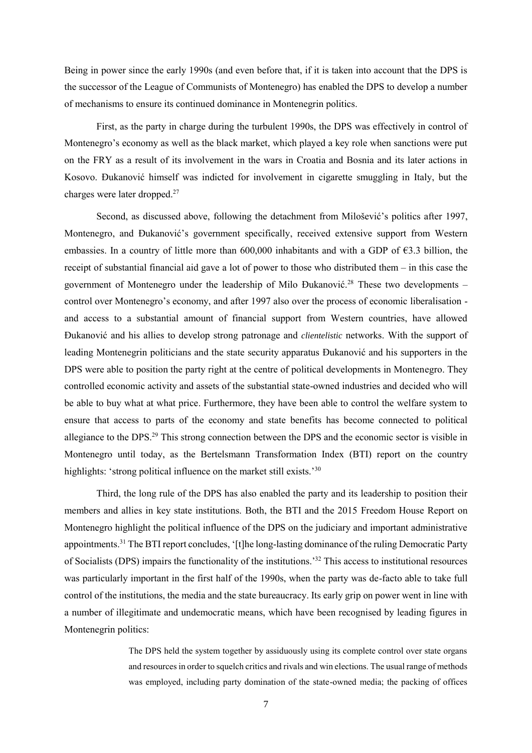Being in power since the early 1990s (and even before that, if it is taken into account that the DPS is the successor of the League of Communists of Montenegro) has enabled the DPS to develop a number of mechanisms to ensure its continued dominance in Montenegrin politics.

First, as the party in charge during the turbulent 1990s, the DPS was effectively in control of Montenegro's economy as well as the black market, which played a key role when sanctions were put on the FRY as a result of its involvement in the wars in Croatia and Bosnia and its later actions in Kosovo. Đukanović himself was indicted for involvement in cigarette smuggling in Italy, but the charges were later dropped.[27]

Second, as discussed above, following the detachment from Milošević's politics after 1997, Montenegro, and Đukanović's government specifically, received extensive support from Western embassies. In a country of little more than 600,000 inhabitants and with a GDP of €3.3 billion, the receipt of substantial financial aid gave a lot of power to those who distributed them – in this case the government of Montenegro under the leadership of Milo Đukanović.[28] These two developments – control over Montenegro's economy, and after 1997 also over the process of economic liberalisation - and access to a substantial amount of financial support from Western countries, have allowed Đukanović and his allies to develop strong patronage and *clientelistic* networks. With the support of leading Montenegrin politicians and the state security apparatus Đukanović and his supporters in the DPS were able to position the party right at the centre of political developments in Montenegro. They controlled economic activity and assets of the substantial state-owned industries and decided who will be able to buy what at what price. Furthermore, they have been able to control the welfare system to ensure that access to parts of the economy and state benefits has become connected to political allegiance to the DPS.[29] This strong connection between the DPS and the economic sector is visible in Montenegro until today, as the Bertelsmann Transformation Index (BTI) report on the country highlights: 'strong political influence on the market still exists.'[30]

Third, the long rule of the DPS has also enabled the party and its leadership to position their members and allies in key state institutions. Both, the BTI and the 2015 Freedom House Report on Montenegro highlight the political influence of the DPS on the judiciary and important administrative appointments.[31] The BTI report concludes, '[t]he long-lasting dominance of the ruling Democratic Party of Socialists (DPS) impairs the functionality of the institutions.'[32] This access to institutional resources was particularly important in the first half of the 1990s, when the party was de-facto able to take full control of the institutions, the media and the state bureaucracy. Its early grip on power went in line with a number of illegitimate and undemocratic means, which have been recognised by leading figures in Montenegrin politics:

> The DPS held the system together by assiduously using its complete control over state organs and resources in order to squelch critics and rivals and win elections. The usual range of methods was employed, including party domination of the state-owned media; the packing of offices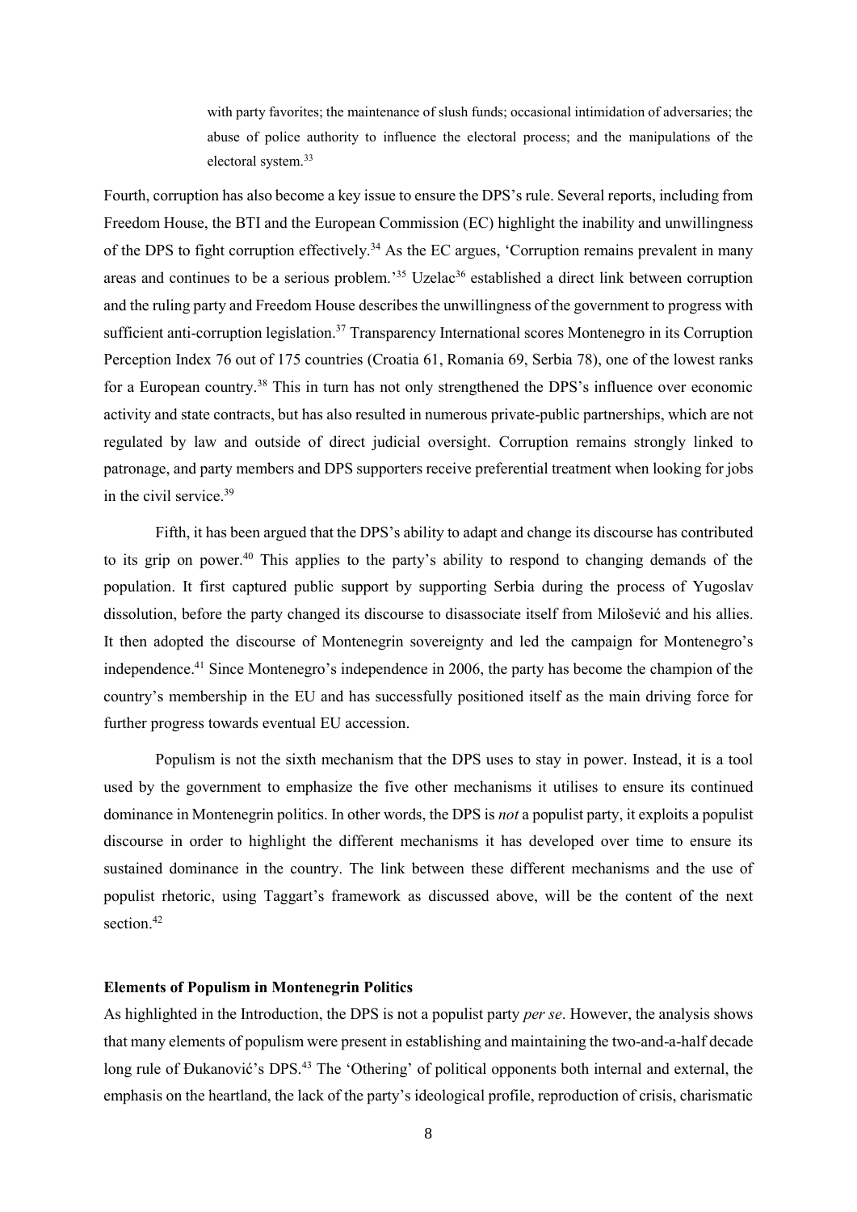> with party favorites; the maintenance of slush funds; occasional intimidation of adversaries; the abuse of police authority to influence the electoral process; and the manipulations of the electoral system.[33]

Fourth, corruption has also become a key issue to ensure the DPS's rule. Several reports, including from Freedom House, the BTI and the European Commission (EC) highlight the inability and unwillingness of the DPS to fight corruption effectively.[34] As the EC argues, 'Corruption remains prevalent in many areas and continues to be a serious problem.'[35] Uzelac[36] established a direct link between corruption and the ruling party and Freedom House describes the unwillingness of the government to progress with sufficient anti-corruption legislation.[37] Transparency International scores Montenegro in its Corruption Perception Index 76 out of 175 countries (Croatia 61, Romania 69, Serbia 78), one of the lowest ranks for a European country.[38] This in turn has not only strengthened the DPS's influence over economic activity and state contracts, but has also resulted in numerous private-public partnerships, which are not regulated by law and outside of direct judicial oversight. Corruption remains strongly linked to patronage, and party members and DPS supporters receive preferential treatment when looking for jobs in the civil service.[39]

Fifth, it has been argued that the DPS's ability to adapt and change its discourse has contributed to its grip on power.[40] This applies to the party's ability to respond to changing demands of the population. It first captured public support by supporting Serbia during the process of Yugoslav dissolution, before the party changed its discourse to disassociate itself from Milošević and his allies. It then adopted the discourse of Montenegrin sovereignty and led the campaign for Montenegro's independence.[41] Since Montenegro's independence in 2006, the party has become the champion of the country's membership in the EU and has successfully positioned itself as the main driving force for further progress towards eventual EU accession.

Populism is not the sixth mechanism that the DPS uses to stay in power. Instead, it is a tool used by the government to emphasize the five other mechanisms it utilises to ensure its continued dominance in Montenegrin politics. In other words, the DPS is *not* a populist party, it exploits a populist discourse in order to highlight the different mechanisms it has developed over time to ensure its sustained dominance in the country. The link between these different mechanisms and the use of populist rhetoric, using Taggart's framework as discussed above, will be the content of the next section.[42]

**Elements of Populism in Montenegrin Politics**

As highlighted in the Introduction, the DPS is not a populist party *per se*. However, the analysis shows that many elements of populism were present in establishing and maintaining the two-and-a-half decade long rule of Đukanović's DPS.[43] The 'Othering' of political opponents both internal and external, the emphasis on the heartland, the lack of the party's ideological profile, reproduction of crisis, charismatic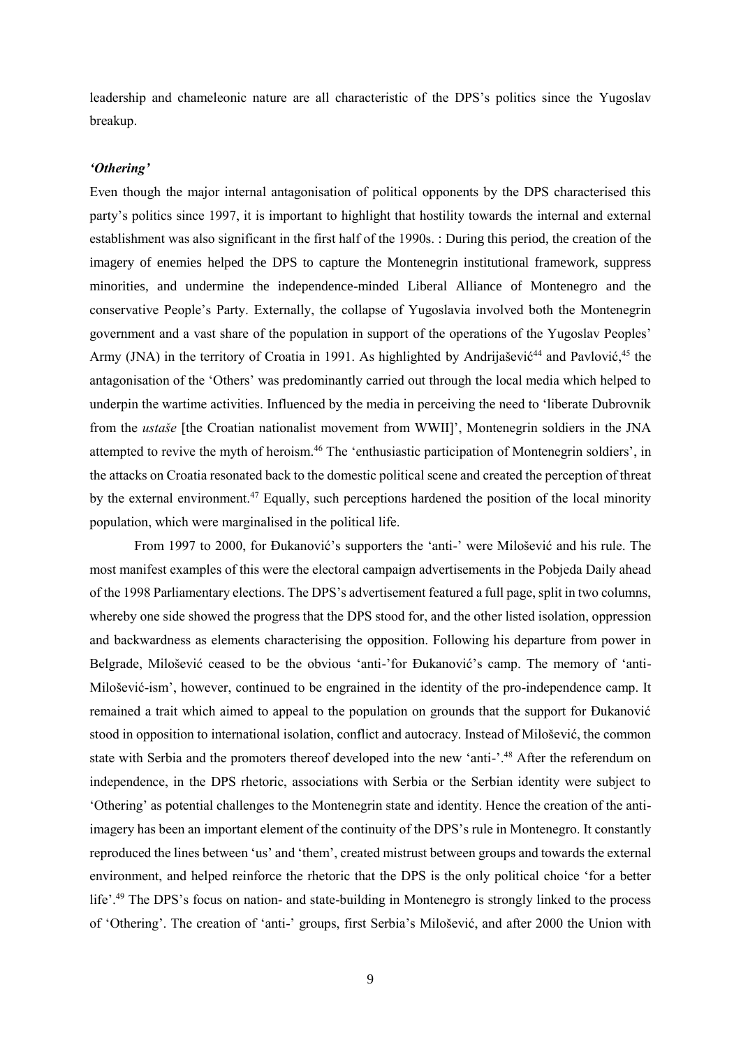leadership and chameleonic nature are all characteristic of the DPS's politics since the Yugoslav breakup.

### *'Othering'*

Even though the major internal antagonisation of political opponents by the DPS characterised this party's politics since 1997, it is important to highlight that hostility towards the internal and external establishment was also significant in the first half of the 1990s. : During this period, the creation of the imagery of enemies helped the DPS to capture the Montenegrin institutional framework, suppress minorities, and undermine the independence-minded Liberal Alliance of Montenegro and the conservative People's Party. Externally, the collapse of Yugoslavia involved both the Montenegrin government and a vast share of the population in support of the operations of the Yugoslav Peoples' Army (JNA) in the territory of Croatia in 1991. As highlighted by Andrijašević[44] and Pavlović,[45] the antagonisation of the 'Others' was predominantly carried out through the local media which helped to underpin the wartime activities. Influenced by the media in perceiving the need to 'liberate Dubrovnik from the *ustaše* [the Croatian nationalist movement from WWII]', Montenegrin soldiers in the JNA attempted to revive the myth of heroism.[46] The 'enthusiastic participation of Montenegrin soldiers', in the attacks on Croatia resonated back to the domestic political scene and created the perception of threat by the external environment.[47] Equally, such perceptions hardened the position of the local minority population, which were marginalised in the political life.

From 1997 to 2000, for Đukanović's supporters the 'anti-' were Milošević and his rule. The most manifest examples of this were the electoral campaign advertisements in the Pobjeda Daily ahead of the 1998 Parliamentary elections. The DPS's advertisement featured a full page, split in two columns, whereby one side showed the progress that the DPS stood for, and the other listed isolation, oppression and backwardness as elements characterising the opposition. Following his departure from power in Belgrade, Milošević ceased to be the obvious 'anti-'for Đukanović's camp. The memory of 'anti-Milošević-ism', however, continued to be engrained in the identity of the pro-independence camp. It remained a trait which aimed to appeal to the population on grounds that the support for Đukanović stood in opposition to international isolation, conflict and autocracy. Instead of Milošević, the common state with Serbia and the promoters thereof developed into the new 'anti-'.[48] After the referendum on independence, in the DPS rhetoric, associations with Serbia or the Serbian identity were subject to 'Othering' as potential challenges to the Montenegrin state and identity. Hence the creation of the anti-imagery has been an important element of the continuity of the DPS's rule in Montenegro. It constantly reproduced the lines between 'us' and 'them', created mistrust between groups and towards the external environment, and helped reinforce the rhetoric that the DPS is the only political choice 'for a better life'.[49] The DPS's focus on nation- and state-building in Montenegro is strongly linked to the process of 'Othering'. The creation of 'anti-' groups, first Serbia's Milošević, and after 2000 the Union with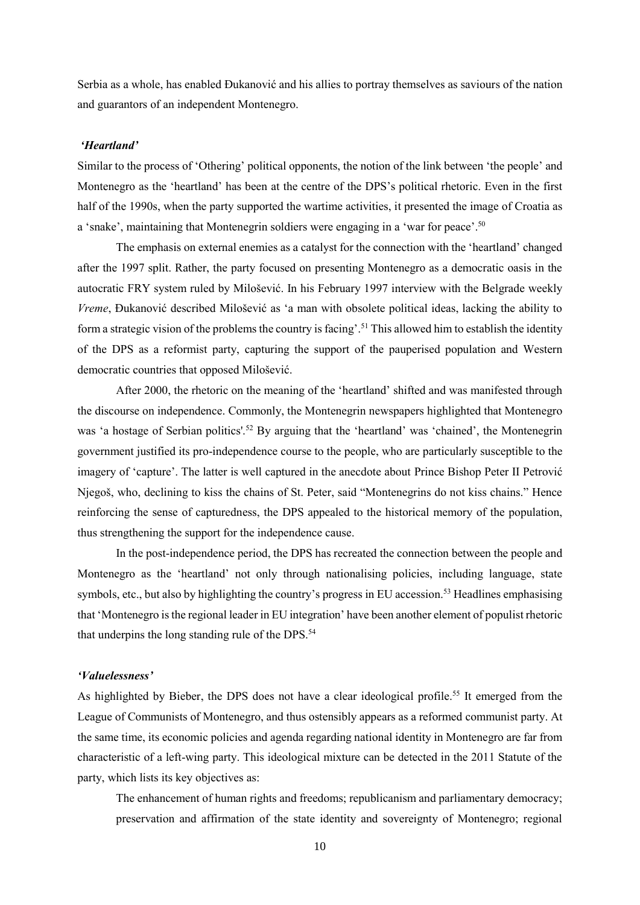Serbia as a whole, has enabled Đukanović and his allies to portray themselves as saviours of the nation and guarantors of an independent Montenegro.

### *'Heartland'*

Similar to the process of 'Othering' political opponents, the notion of the link between 'the people' and Montenegro as the 'heartland' has been at the centre of the DPS's political rhetoric. Even in the first half of the 1990s, when the party supported the wartime activities, it presented the image of Croatia as a 'snake', maintaining that Montenegrin soldiers were engaging in a 'war for peace'.[50]

The emphasis on external enemies as a catalyst for the connection with the 'heartland' changed after the 1997 split. Rather, the party focused on presenting Montenegro as a democratic oasis in the autocratic FRY system ruled by Milošević. In his February 1997 interview with the Belgrade weekly *Vreme*, Đukanović described Milošević as 'a man with obsolete political ideas, lacking the ability to form a strategic vision of the problems the country is facing'.[51] This allowed him to establish the identity of the DPS as a reformist party, capturing the support of the pauperised population and Western democratic countries that opposed Milošević.

After 2000, the rhetoric on the meaning of the 'heartland' shifted and was manifested through the discourse on independence. Commonly, the Montenegrin newspapers highlighted that Montenegro was 'a hostage of Serbian politics'.[52] By arguing that the 'heartland' was 'chained', the Montenegrin government justified its pro-independence course to the people, who are particularly susceptible to the imagery of 'capture'. The latter is well captured in the anecdote about Prince Bishop Peter II Petrović Njegoš, who, declining to kiss the chains of St. Peter, said "Montenegrins do not kiss chains." Hence reinforcing the sense of capturedness, the DPS appealed to the historical memory of the population, thus strengthening the support for the independence cause.

In the post-independence period, the DPS has recreated the connection between the people and Montenegro as the 'heartland' not only through nationalising policies, including language, state symbols, etc., but also by highlighting the country's progress in EU accession.[53] Headlines emphasising that 'Montenegro is the regional leader in EU integration' have been another element of populist rhetoric that underpins the long standing rule of the DPS.[54]

### *'Valuelessness'*

As highlighted by Bieber, the DPS does not have a clear ideological profile.[55] It emerged from the League of Communists of Montenegro, and thus ostensibly appears as a reformed communist party. At the same time, its economic policies and agenda regarding national identity in Montenegro are far from characteristic of a left-wing party. This ideological mixture can be detected in the 2011 Statute of the party, which lists its key objectives as:

> The enhancement of human rights and freedoms; republicanism and parliamentary democracy; preservation and affirmation of the state identity and sovereignty of Montenegro; regional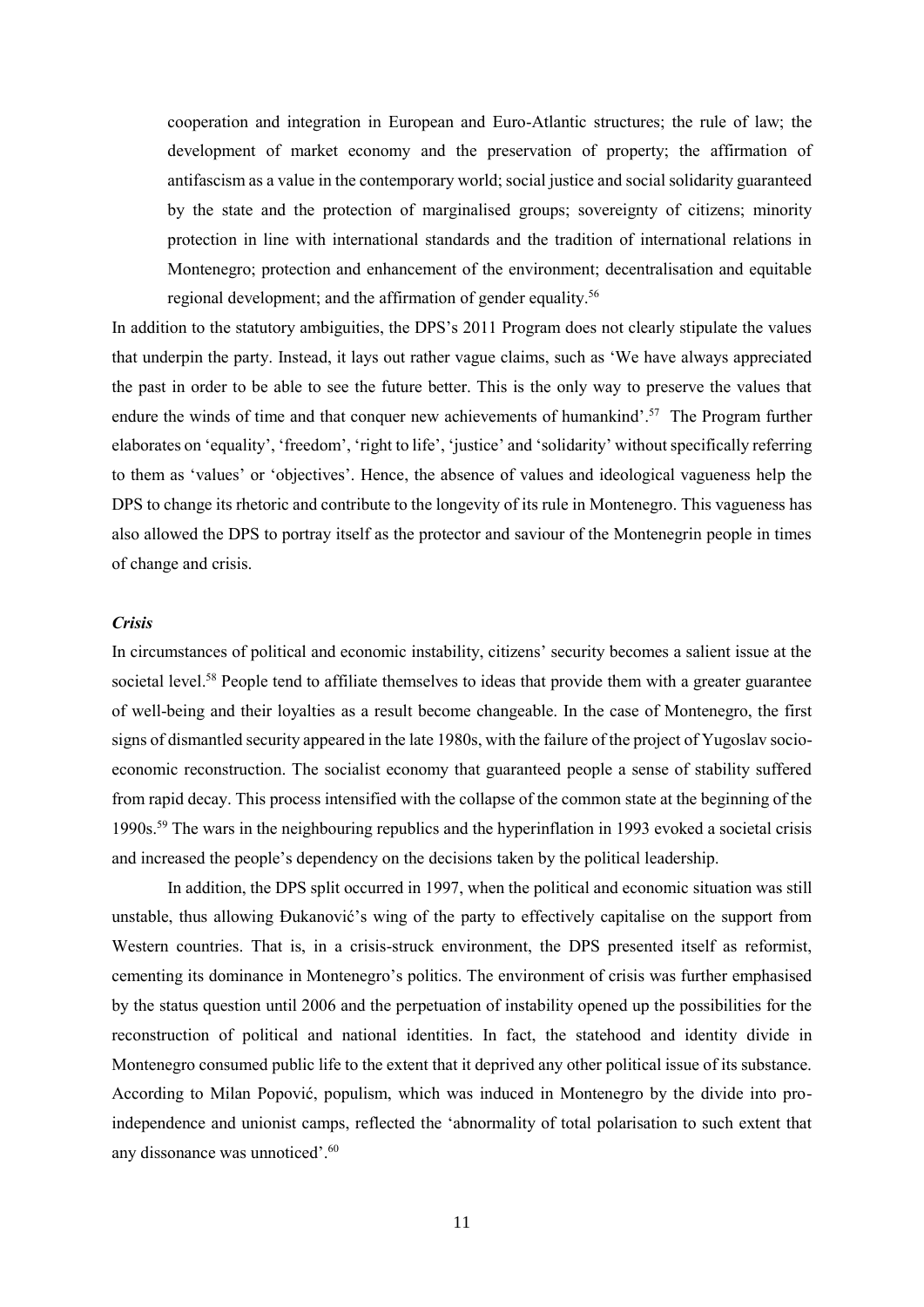> cooperation and integration in European and Euro-Atlantic structures; the rule of law; the development of market economy and the preservation of property; the affirmation of antifascism as a value in the contemporary world; social justice and social solidarity guaranteed by the state and the protection of marginalised groups; sovereignty of citizens; minority protection in line with international standards and the tradition of international relations in Montenegro; protection and enhancement of the environment; decentralisation and equitable regional development; and the affirmation of gender equality.[56]

In addition to the statutory ambiguities, the DPS's 2011 Program does not clearly stipulate the values that underpin the party. Instead, it lays out rather vague claims, such as 'We have always appreciated the past in order to be able to see the future better. This is the only way to preserve the values that endure the winds of time and that conquer new achievements of humankind'.[57] The Program further elaborates on 'equality', 'freedom', 'right to life', 'justice' and 'solidarity' without specifically referring to them as 'values' or 'objectives'. Hence, the absence of values and ideological vagueness help the DPS to change its rhetoric and contribute to the longevity of its rule in Montenegro. This vagueness has also allowed the DPS to portray itself as the protector and saviour of the Montenegrin people in times of change and crisis.

***Crisis***

In circumstances of political and economic instability, citizens' security becomes a salient issue at the societal level.[58] People tend to affiliate themselves to ideas that provide them with a greater guarantee of well-being and their loyalties as a result become changeable. In the case of Montenegro, the first signs of dismantled security appeared in the late 1980s, with the failure of the project of Yugoslav socio-economic reconstruction. The socialist economy that guaranteed people a sense of stability suffered from rapid decay. This process intensified with the collapse of the common state at the beginning of the 1990s.[59] The wars in the neighbouring republics and the hyperinflation in 1993 evoked a societal crisis and increased the people's dependency on the decisions taken by the political leadership.

In addition, the DPS split occurred in 1997, when the political and economic situation was still unstable, thus allowing Đukanović's wing of the party to effectively capitalise on the support from Western countries. That is, in a crisis-struck environment, the DPS presented itself as reformist, cementing its dominance in Montenegro's politics. The environment of crisis was further emphasised by the status question until 2006 and the perpetuation of instability opened up the possibilities for the reconstruction of political and national identities. In fact, the statehood and identity divide in Montenegro consumed public life to the extent that it deprived any other political issue of its substance. According to Milan Popović, populism, which was induced in Montenegro by the divide into pro-independence and unionist camps, reflected the 'abnormality of total polarisation to such extent that any dissonance was unnoticed'.[60]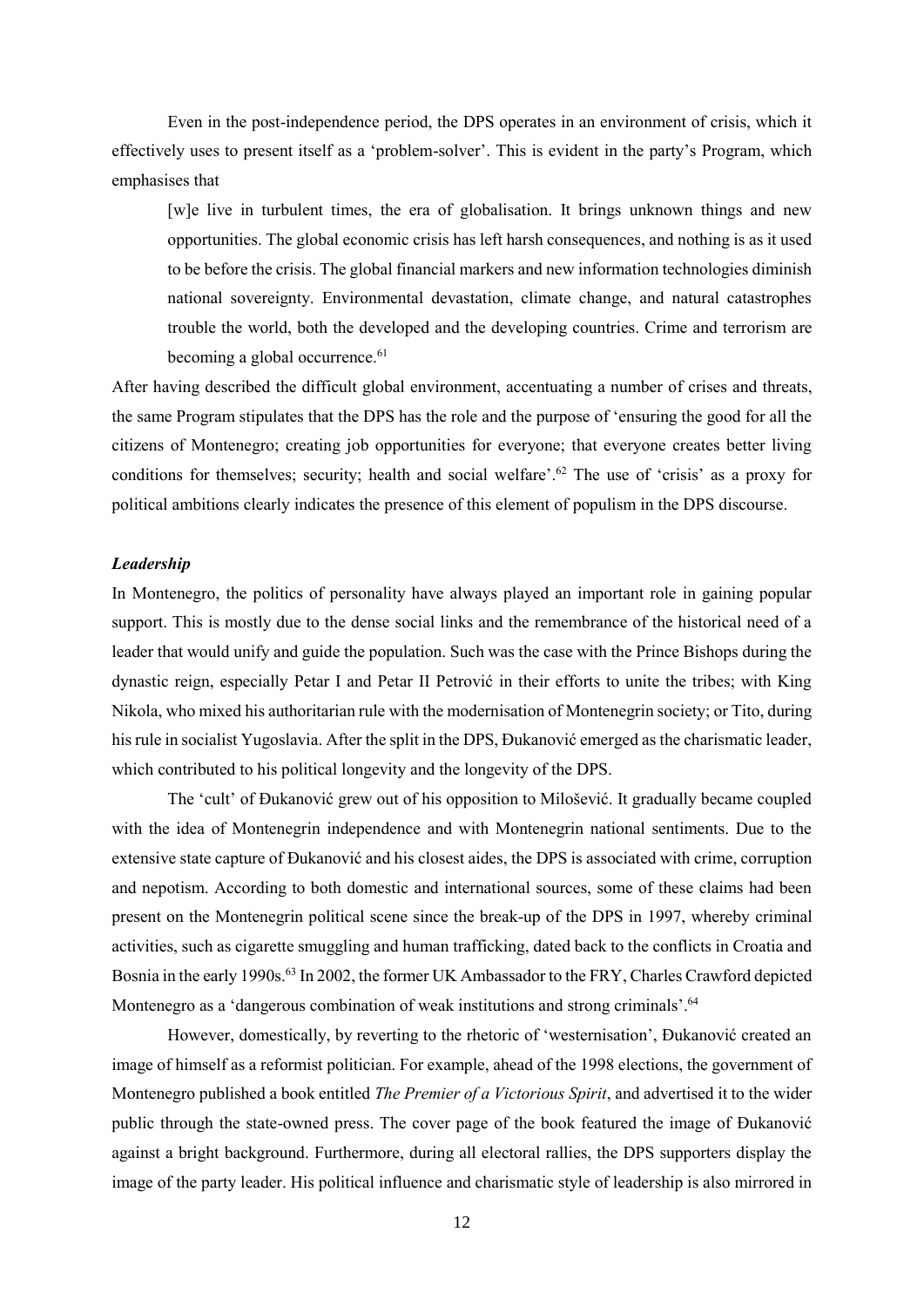Even in the post-independence period, the DPS operates in an environment of crisis, which it effectively uses to present itself as a 'problem-solver'. This is evident in the party's Program, which emphasises that

> [w]e live in turbulent times, the era of globalisation. It brings unknown things and new opportunities. The global economic crisis has left harsh consequences, and nothing is as it used to be before the crisis. The global financial markers and new information technologies diminish national sovereignty. Environmental devastation, climate change, and natural catastrophes trouble the world, both the developed and the developing countries. Crime and terrorism are becoming a global occurrence.[61]

After having described the difficult global environment, accentuating a number of crises and threats, the same Program stipulates that the DPS has the role and the purpose of 'ensuring the good for all the citizens of Montenegro; creating job opportunities for everyone; that everyone creates better living conditions for themselves; security; health and social welfare'.[62] The use of 'crisis' as a proxy for political ambitions clearly indicates the presence of this element of populism in the DPS discourse.

***Leadership***

In Montenegro, the politics of personality have always played an important role in gaining popular support. This is mostly due to the dense social links and the remembrance of the historical need of a leader that would unify and guide the population. Such was the case with the Prince Bishops during the dynastic reign, especially Petar I and Petar II Petrović in their efforts to unite the tribes; with King Nikola, who mixed his authoritarian rule with the modernisation of Montenegrin society; or Tito, during his rule in socialist Yugoslavia. After the split in the DPS, Đukanović emerged as the charismatic leader, which contributed to his political longevity and the longevity of the DPS.

The 'cult' of Đukanović grew out of his opposition to Milošević. It gradually became coupled with the idea of Montenegrin independence and with Montenegrin national sentiments. Due to the extensive state capture of Đukanović and his closest aides, the DPS is associated with crime, corruption and nepotism. According to both domestic and international sources, some of these claims had been present on the Montenegrin political scene since the break-up of the DPS in 1997, whereby criminal activities, such as cigarette smuggling and human trafficking, dated back to the conflicts in Croatia and Bosnia in the early 1990s.[63] In 2002, the former UK Ambassador to the FRY, Charles Crawford depicted Montenegro as a 'dangerous combination of weak institutions and strong criminals'.[64]

However, domestically, by reverting to the rhetoric of 'westernisation', Đukanović created an image of himself as a reformist politician. For example, ahead of the 1998 elections, the government of Montenegro published a book entitled *The Premier of a Victorious Spirit*, and advertised it to the wider public through the state-owned press. The cover page of the book featured the image of Đukanović against a bright background. Furthermore, during all electoral rallies, the DPS supporters display the image of the party leader. His political influence and charismatic style of leadership is also mirrored in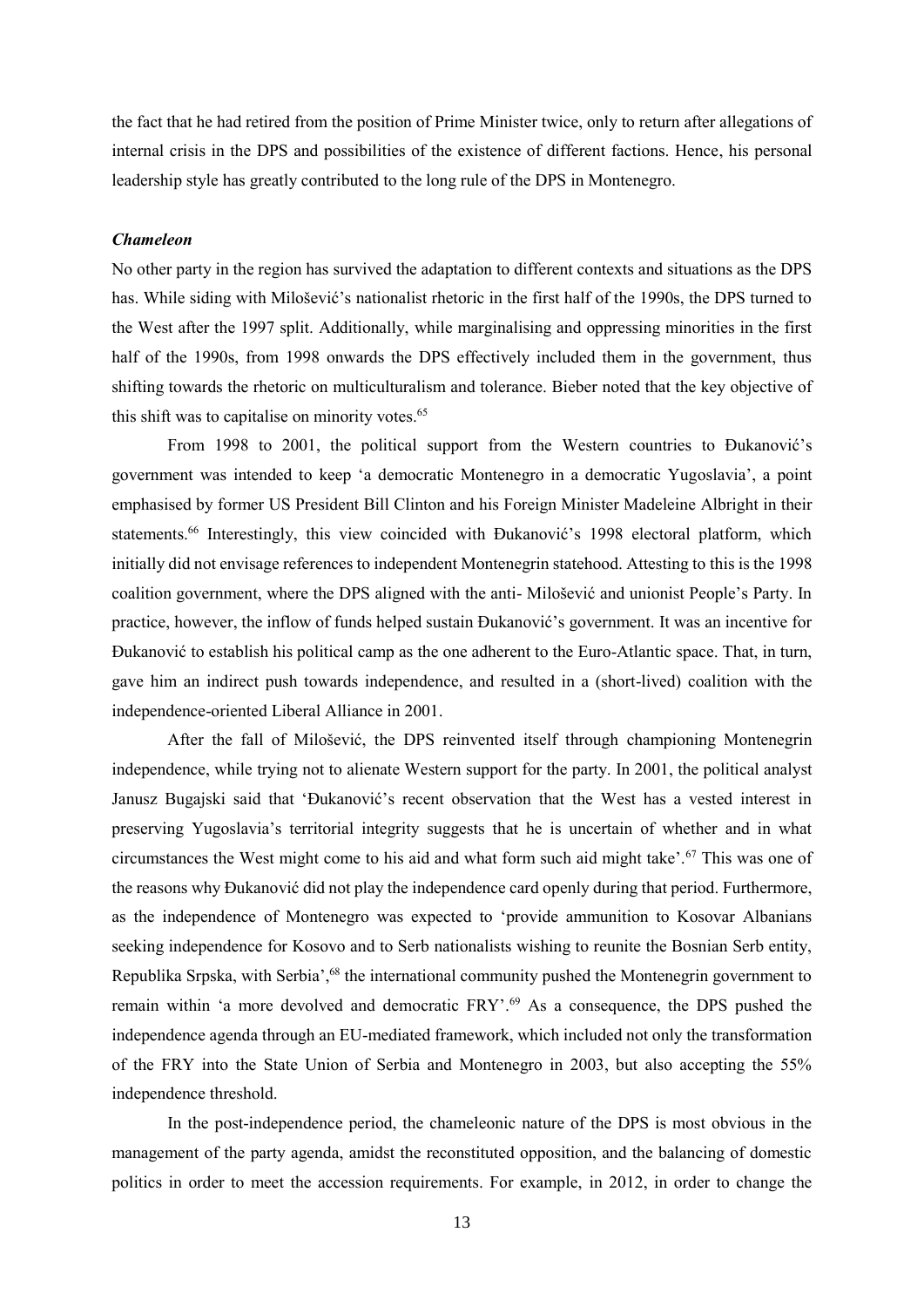the fact that he had retired from the position of Prime Minister twice, only to return after allegations of internal crisis in the DPS and possibilities of the existence of different factions. Hence, his personal leadership style has greatly contributed to the long rule of the DPS in Montenegro.

### *Chameleon*

No other party in the region has survived the adaptation to different contexts and situations as the DPS has. While siding with Milošević's nationalist rhetoric in the first half of the 1990s, the DPS turned to the West after the 1997 split. Additionally, while marginalising and oppressing minorities in the first half of the 1990s, from 1998 onwards the DPS effectively included them in the government, thus shifting towards the rhetoric on multiculturalism and tolerance. Bieber noted that the key objective of this shift was to capitalise on minority votes.[65]

From 1998 to 2001, the political support from the Western countries to Đukanović's government was intended to keep 'a democratic Montenegro in a democratic Yugoslavia', a point emphasised by former US President Bill Clinton and his Foreign Minister Madeleine Albright in their statements.[66] Interestingly, this view coincided with Đukanović's 1998 electoral platform, which initially did not envisage references to independent Montenegrin statehood. Attesting to this is the 1998 coalition government, where the DPS aligned with the anti- Milošević and unionist People's Party. In practice, however, the inflow of funds helped sustain Đukanović's government. It was an incentive for Đukanović to establish his political camp as the one adherent to the Euro-Atlantic space. That, in turn, gave him an indirect push towards independence, and resulted in a (short-lived) coalition with the independence-oriented Liberal Alliance in 2001.

After the fall of Milošević, the DPS reinvented itself through championing Montenegrin independence, while trying not to alienate Western support for the party. In 2001, the political analyst Janusz Bugajski said that 'Đukanović's recent observation that the West has a vested interest in preserving Yugoslavia's territorial integrity suggests that he is uncertain of whether and in what circumstances the West might come to his aid and what form such aid might take'.[67] This was one of the reasons why Đukanović did not play the independence card openly during that period. Furthermore, as the independence of Montenegro was expected to 'provide ammunition to Kosovar Albanians seeking independence for Kosovo and to Serb nationalists wishing to reunite the Bosnian Serb entity, Republika Srpska, with Serbia',[68] the international community pushed the Montenegrin government to remain within 'a more devolved and democratic FRY'.[69] As a consequence, the DPS pushed the independence agenda through an EU-mediated framework, which included not only the transformation of the FRY into the State Union of Serbia and Montenegro in 2003, but also accepting the 55% independence threshold.

In the post-independence period, the chameleonic nature of the DPS is most obvious in the management of the party agenda, amidst the reconstituted opposition, and the balancing of domestic politics in order to meet the accession requirements. For example, in 2012, in order to change the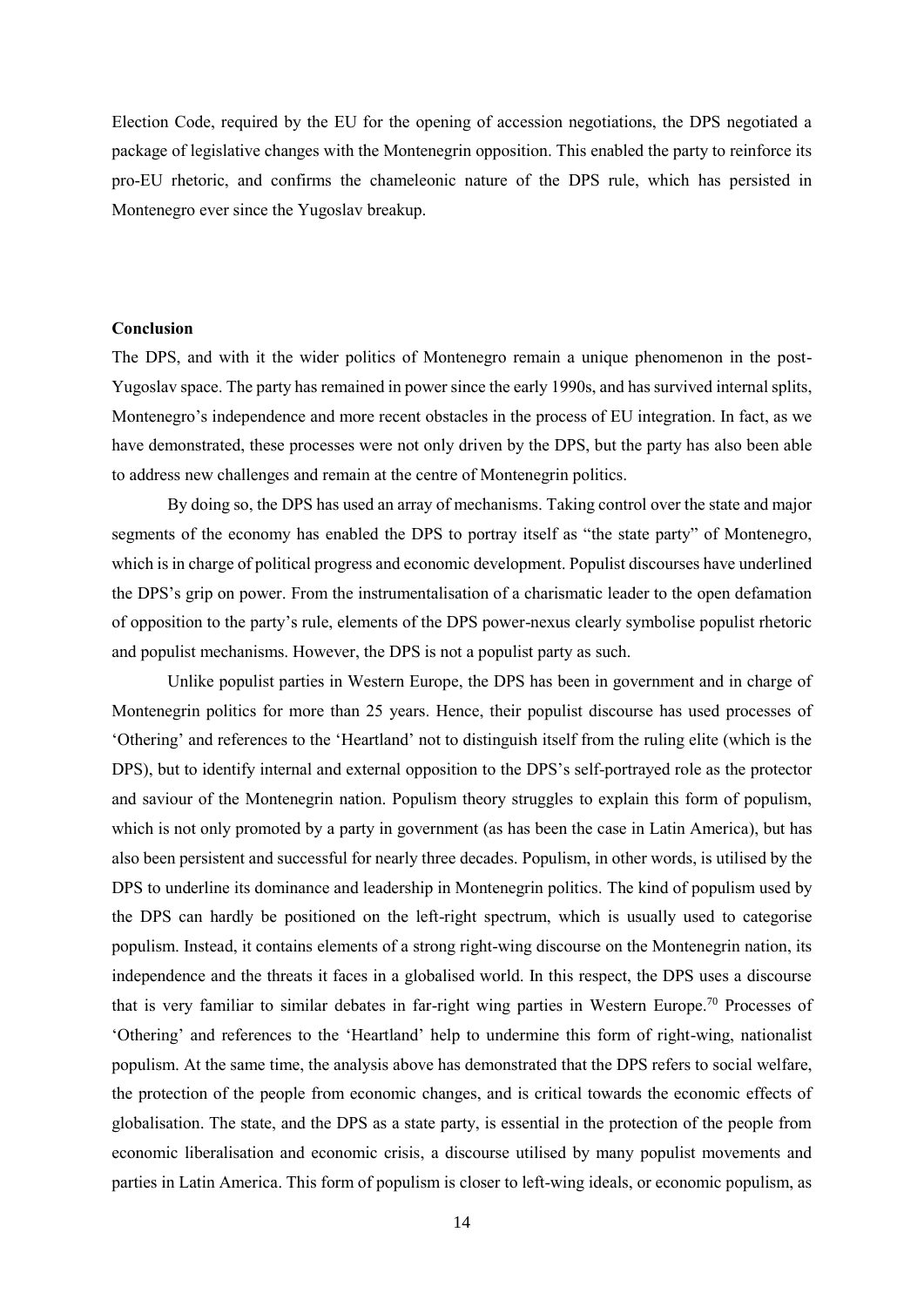Election Code, required by the EU for the opening of accession negotiations, the DPS negotiated a package of legislative changes with the Montenegrin opposition. This enabled the party to reinforce its pro-EU rhetoric, and confirms the chameleonic nature of the DPS rule, which has persisted in Montenegro ever since the Yugoslav breakup.

## Conclusion

The DPS, and with it the wider politics of Montenegro remain a unique phenomenon in the post-Yugoslav space. The party has remained in power since the early 1990s, and has survived internal splits, Montenegro's independence and more recent obstacles in the process of EU integration. In fact, as we have demonstrated, these processes were not only driven by the DPS, but the party has also been able to address new challenges and remain at the centre of Montenegrin politics.

By doing so, the DPS has used an array of mechanisms. Taking control over the state and major segments of the economy has enabled the DPS to portray itself as "the state party" of Montenegro, which is in charge of political progress and economic development. Populist discourses have underlined the DPS's grip on power. From the instrumentalisation of a charismatic leader to the open defamation of opposition to the party's rule, elements of the DPS power-nexus clearly symbolise populist rhetoric and populist mechanisms. However, the DPS is not a populist party as such.

Unlike populist parties in Western Europe, the DPS has been in government and in charge of Montenegrin politics for more than 25 years. Hence, their populist discourse has used processes of 'Othering' and references to the 'Heartland' not to distinguish itself from the ruling elite (which is the DPS), but to identify internal and external opposition to the DPS's self-portrayed role as the protector and saviour of the Montenegrin nation. Populism theory struggles to explain this form of populism, which is not only promoted by a party in government (as has been the case in Latin America), but has also been persistent and successful for nearly three decades. Populism, in other words, is utilised by the DPS to underline its dominance and leadership in Montenegrin politics. The kind of populism used by the DPS can hardly be positioned on the left-right spectrum, which is usually used to categorise populism. Instead, it contains elements of a strong right-wing discourse on the Montenegrin nation, its independence and the threats it faces in a globalised world. In this respect, the DPS uses a discourse that is very familiar to similar debates in far-right wing parties in Western Europe.[70] Processes of 'Othering' and references to the 'Heartland' help to undermine this form of right-wing, nationalist populism. At the same time, the analysis above has demonstrated that the DPS refers to social welfare, the protection of the people from economic changes, and is critical towards the economic effects of globalisation. The state, and the DPS as a state party, is essential in the protection of the people from economic liberalisation and economic crisis, a discourse utilised by many populist movements and parties in Latin America. This form of populism is closer to left-wing ideals, or economic populism, as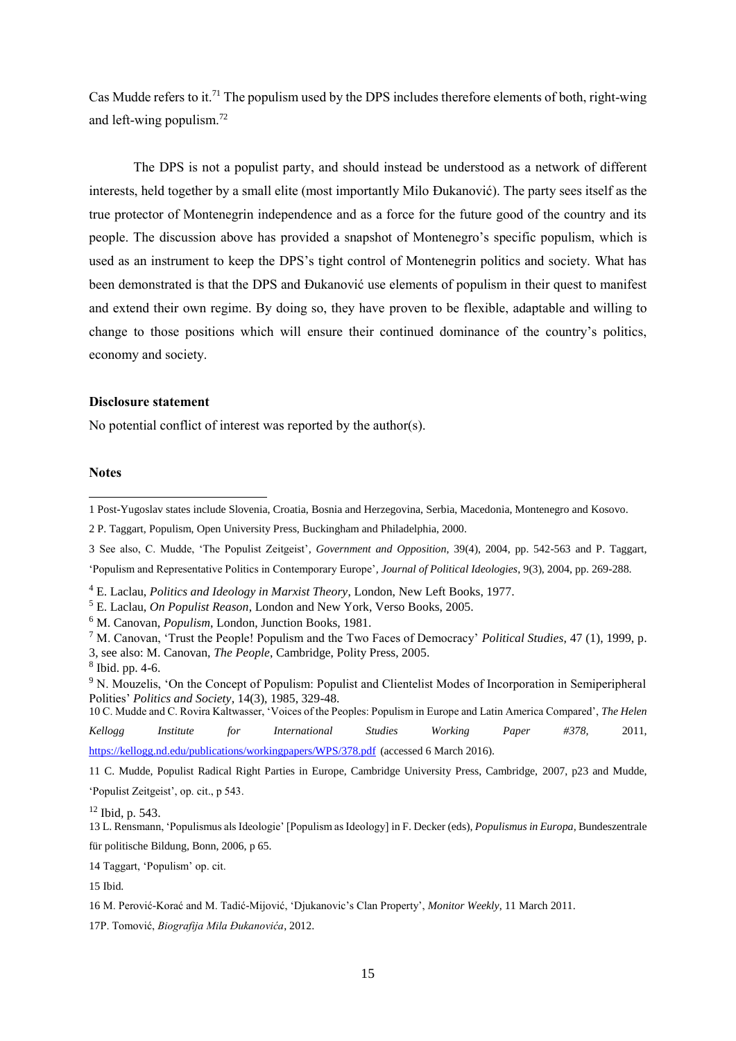Cas Mudde refers to it.[71] The populism used by the DPS includes therefore elements of both, right-wing and left-wing populism.[72]

The DPS is not a populist party, and should instead be understood as a network of different interests, held together by a small elite (most importantly Milo Đukanović). The party sees itself as the true protector of Montenegrin independence and as a force for the future good of the country and its people. The discussion above has provided a snapshot of Montenegro's specific populism, which is used as an instrument to keep the DPS's tight control of Montenegrin politics and society. What has been demonstrated is that the DPS and Đukanović use elements of populism in their quest to manifest and extend their own regime. By doing so, they have proven to be flexible, adaptable and willing to change to those positions which will ensure their continued dominance of the country's politics, economy and society.

**Disclosure statement**

No potential conflict of interest was reported by the author(s).

**Notes**

1 Post-Yugoslav states include Slovenia, Croatia, Bosnia and Herzegovina, Serbia, Macedonia, Montenegro and Kosovo.

2 P. Taggart, Populism, Open University Press, Buckingham and Philadelphia, 2000.

3 See also, C. Mudde, 'The Populist Zeitgeist', *Government and Opposition*, 39(4), 2004, pp. 542-563 and P. Taggart, 'Populism and Representative Politics in Contemporary Europe', *Journal of Political Ideologies*, 9(3), 2004, pp. 269-288.

4 E. Laclau, *Politics and Ideology in Marxist Theory*, London, New Left Books, 1977.

5 E. Laclau, *On Populist Reason*, London and New York, Verso Books, 2005.

6 M. Canovan, *Populism*, London, Junction Books, 1981.

7 M. Canovan, 'Trust the People! Populism and the Two Faces of Democracy' *Political Studies*, 47 (1), 1999, p. 3, see also: M. Canovan, *The People*, Cambridge, Polity Press, 2005.

8 Ibid. pp. 4-6.

9 N. Mouzelis, 'On the Concept of Populism: Populist and Clientelist Modes of Incorporation in Semiperipheral Polities' *Politics and Society*, 14(3), 1985, 329-48.

10 C. Mudde and C. Rovira Kaltwasser, 'Voices of the Peoples: Populism in Europe and Latin America Compared', *The Helen Kellogg Institute for International Studies Working Paper #378,* 2011, https://kellogg.nd.edu/publications/workingpapers/WPS/378.pdf (accessed 6 March 2016).

11 C. Mudde, Populist Radical Right Parties in Europe, Cambridge University Press, Cambridge, 2007, p23 and Mudde, 'Populist Zeitgeist', op. cit., p 543.

12 Ibid, p. 543.

13 L. Rensmann, 'Populismus als Ideologie' [Populism as Ideology] in F. Decker (eds), *Populismus in Europa*, Bundeszentrale für politische Bildung, Bonn, 2006, p 65.

14 Taggart, 'Populism' op. cit.

15 Ibid.

16 M. Perović-Korać and M. Tadić-Mijović, 'Djukanovic's Clan Property', *Monitor Weekly*, 11 March 2011.

17P. Tomović, *Biografija Mila Đukanovića*, 2012.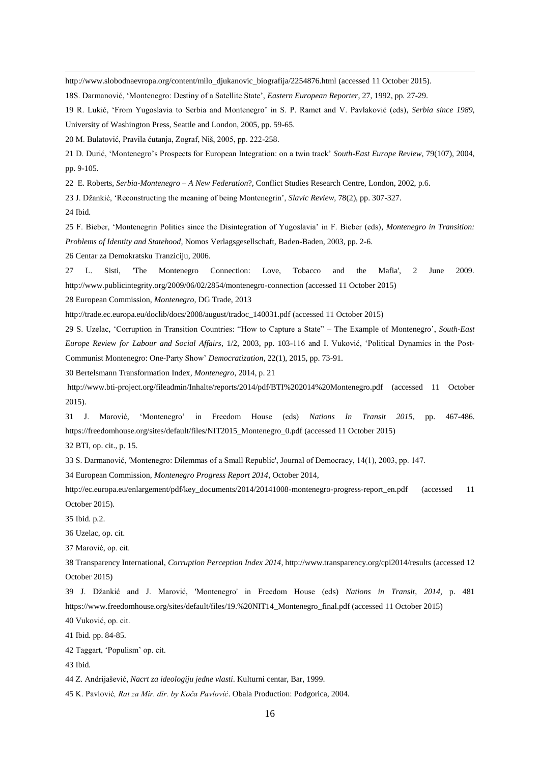http://www.slobodnaevropa.org/content/milo_djukanovic_biografija/2254876.html (accessed 11 October 2015).

18S. Darmanović, 'Montenegro: Destiny of a Satellite State', *Eastern European Reporter*, 27, 1992, pp. 27-29.

19 R. Lukić, 'From Yugoslavia to Serbia and Montenegro' in S. P. Ramet and V. Pavlaković (eds), *Serbia since 1989*, University of Washington Press, Seattle and London, 2005, pp. 59-65.

20 M. Bulatović, Pravila ćutanja, Zograf, Niš, 2005, pp. 222-258.

21 D. Durić, 'Montenegro's Prospects for European Integration: on a twin track' *South-East Europe Review*, 79(107), 2004, pp. 9-105.

22 E. Roberts, *Serbia-Montenegro – A New Federation*?, Conflict Studies Research Centre, London, 2002, p.6.

23 J. Džankić, 'Reconstructing the meaning of being Montenegrin', *Slavic Review*, 78(2), pp. 307-327.

24 Ibid.

25 F. Bieber, 'Montenegrin Politics since the Disintegration of Yugoslavia' in F. Bieber (eds), *Montenegro in Transition: Problems of Identity and Statehood*, Nomos Verlagsgesellschaft, Baden-Baden, 2003, pp. 2-6.

26 Centar za Demokratsku Tranziciju, 2006.

27 L. Sisti, 'The Montenegro Connection: Love, Tobacco and the Mafia', 2 June 2009. http://www.publicintegrity.org/2009/06/02/2854/montenegro-connection (accessed 11 October 2015)

28 European Commission, *Montenegro*, DG Trade, 2013

http://trade.ec.europa.eu/doclib/docs/2008/august/tradoc_140031.pdf (accessed 11 October 2015)

29 S. Uzelac, 'Corruption in Transition Countries: "How to Capture a State" – The Example of Montenegro', *South-East Europe Review for Labour and Social Affairs*, 1/2, 2003, pp. 103-116 and I. Vuković, 'Political Dynamics in the Post-Communist Montenegro: One-Party Show' *Democratization*, 22(1), 2015, pp. 73-91.

30 Bertelsmann Transformation Index, *Montenegro*, 2014, p. 21

http://www.bti-project.org/fileadmin/Inhalte/reports/2014/pdf/BTI%202014%20Montenegro.pdf (accessed 11 October 2015).

31 J. Marović, 'Montenegro' in Freedom House (eds) *Nations In Transit 2015*, pp. 467-486. https://freedomhouse.org/sites/default/files/NIT2015_Montenegro_0.pdf (accessed 11 October 2015)

32 BTI, op. cit., p. 15.

33 S. Darmanović, 'Montenegro: Dilemmas of a Small Republic', Journal of Democracy, 14(1), 2003, pp. 147.

34 European Commission, *Montenegro Progress Report 2014*, October 2014,

http://ec.europa.eu/enlargement/pdf/key_documents/2014/20141008-montenegro-progress-report_en.pdf (accessed 11 October 2015).

35 Ibid. p.2.

36 Uzelac, op. cit.

37 Marović, op. cit.

38 Transparency International, *Corruption Perception Index 2014*, http://www.transparency.org/cpi2014/results (accessed 12 October 2015)

39 J. Džankić and J. Marović, 'Montenegro' in Freedom House (eds) *Nations in Transit*, *2014*, p. 481 https://www.freedomhouse.org/sites/default/files/19.%20NIT14_Montenegro_final.pdf (accessed 11 October 2015)

40 Vuković, op. cit.

41 Ibid. pp. 84-85.

42 Taggart, 'Populism' op. cit.

43 Ibid.

44 Z. Andrijašević, *Nacrt za ideologiju jedne vlasti*. Kulturni centar, Bar, 1999.

45 K. Pavlović*, Rat za Mir. dir. by Koča Pavlović*. Obala Production: Podgorica, 2004.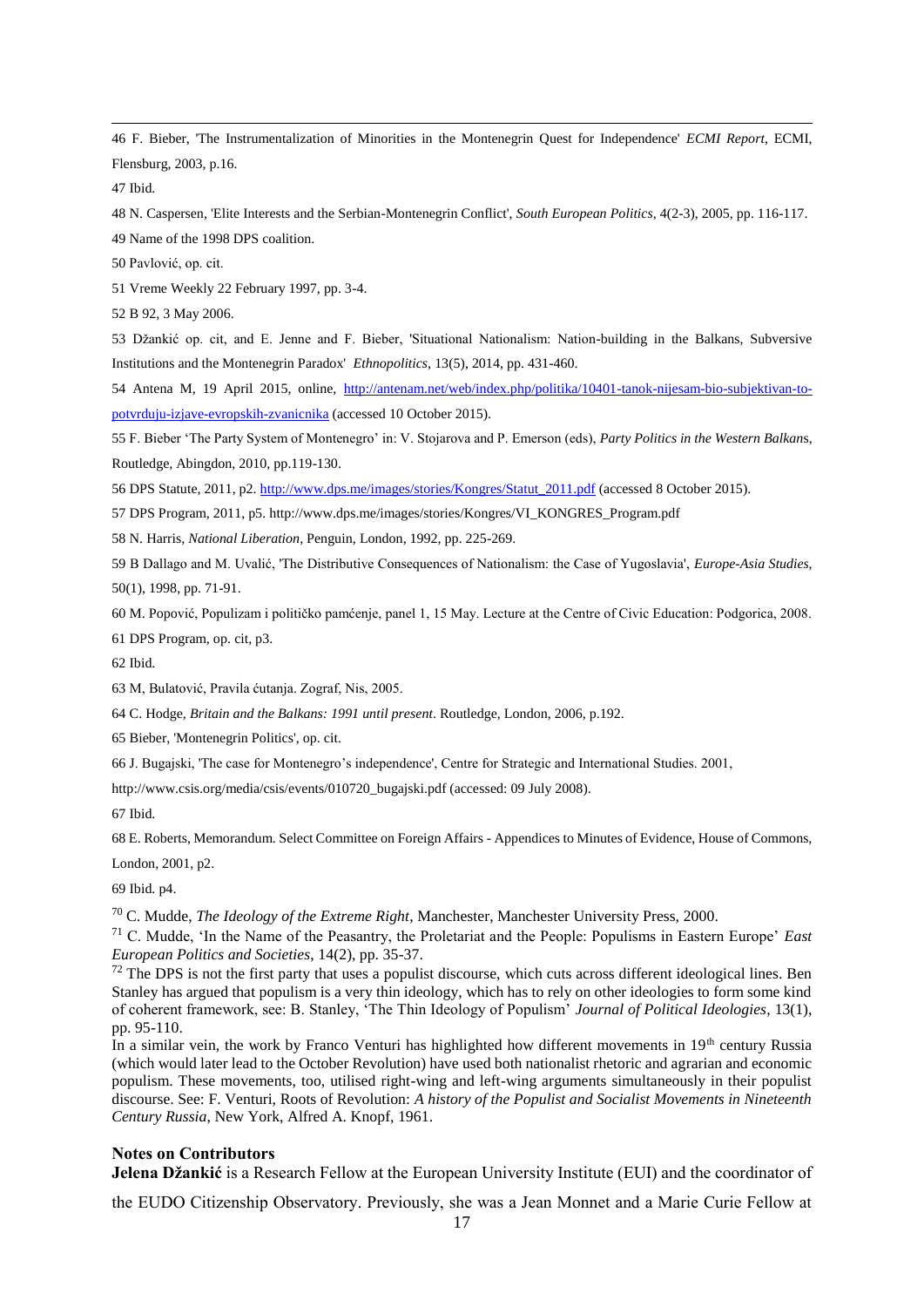46 F. Bieber, 'The Instrumentalization of Minorities in the Montenegrin Quest for Independence' *ECMI Report*, ECMI, Flensburg, 2003, p.16.

47 Ibid.

48 N. Caspersen, 'Elite Interests and the Serbian-Montenegrin Conflict', *South European Politics*, 4(2-3), 2005, pp. 116-117.

49 Name of the 1998 DPS coalition.

50 Pavlović, op. cit.

51 Vreme Weekly 22 February 1997, pp. 3-4.

52 B 92, 3 May 2006.

53 Džankić op. cit, and E. Jenne and F. Bieber, 'Situational Nationalism: Nation-building in the Balkans, Subversive Institutions and the Montenegrin Paradox' *Ethnopolitics*, 13(5), 2014, pp. 431-460.

54 Antena M, 19 April 2015, online, http://antenam.net/web/index.php/politika/10401-tanok-nijesam-bio-subjektivan-to-potvrduju-izjave-evropskih-zvanicnika (accessed 10 October 2015).

55 F. Bieber 'The Party System of Montenegro' in: V. Stojarova and P. Emerson (eds), *Party Politics in the Western Balkans*, Routledge, Abingdon, 2010, pp.119-130.

56 DPS Statute, 2011, p2. http://www.dps.me/images/stories/Kongres/Statut_2011.pdf (accessed 8 October 2015).

57 DPS Program, 2011, p5. http://www.dps.me/images/stories/Kongres/VI_KONGRES_Program.pdf

58 N. Harris, *National Liberation*, Penguin, London, 1992, pp. 225-269.

59 B Dallago and M. Uvalić, 'The Distributive Consequences of Nationalism: the Case of Yugoslavia', *Europe-Asia Studies*, 50(1), 1998, pp. 71-91.

60 M. Popović, Populizam i političko pamćenje, panel 1, 15 May. Lecture at the Centre of Civic Education: Podgorica, 2008.

61 DPS Program, op. cit, p3.

62 Ibid.

63 M, Bulatović, Pravila ćutanja. Zograf, Nis, 2005.

64 C. Hodge, *Britain and the Balkans: 1991 until present*. Routledge, London, 2006, p.192.

65 Bieber, 'Montenegrin Politics', op. cit.

66 J. Bugajski, 'The case for Montenegro's independence', Centre for Strategic and International Studies. 2001, http://www.csis.org/media/csis/events/010720_bugajski.pdf (accessed: 09 July 2008).

67 Ibid.

68 E. Roberts, Memorandum. Select Committee on Foreign Affairs - Appendices to Minutes of Evidence, House of Commons, London, 2001, p2.

69 Ibid. p4.

70 C. Mudde, *The Ideology of the Extreme Right*, Manchester, Manchester University Press, 2000.

71 C. Mudde, 'In the Name of the Peasantry, the Proletariat and the People: Populisms in Eastern Europe' *East European Politics and Societies*, 14(2), pp. 35-37.

72 The DPS is not the first party that uses a populist discourse, which cuts across different ideological lines. Ben Stanley has argued that populism is a very thin ideology, which has to rely on other ideologies to form some kind of coherent framework, see: B. Stanley, 'The Thin Ideology of Populism' *Journal of Political Ideologies*, 13(1), pp. 95-110.
In a similar vein, the work by Franco Venturi has highlighted how different movements in 19th century Russia (which would later lead to the October Revolution) have used both nationalist rhetoric and agrarian and economic populism. These movements, too, utilised right-wing and left-wing arguments simultaneously in their populist discourse. See: F. Venturi, Roots of Revolution: *A history of the Populist and Socialist Movements in Nineteenth Century Russia*, New York, Alfred A. Knopf, 1961.

**Notes on Contributors**

**Jelena Džankić** is a Research Fellow at the European University Institute (EUI) and the coordinator of the EUDO Citizenship Observatory. Previously, she was a Jean Monnet and a Marie Curie Fellow at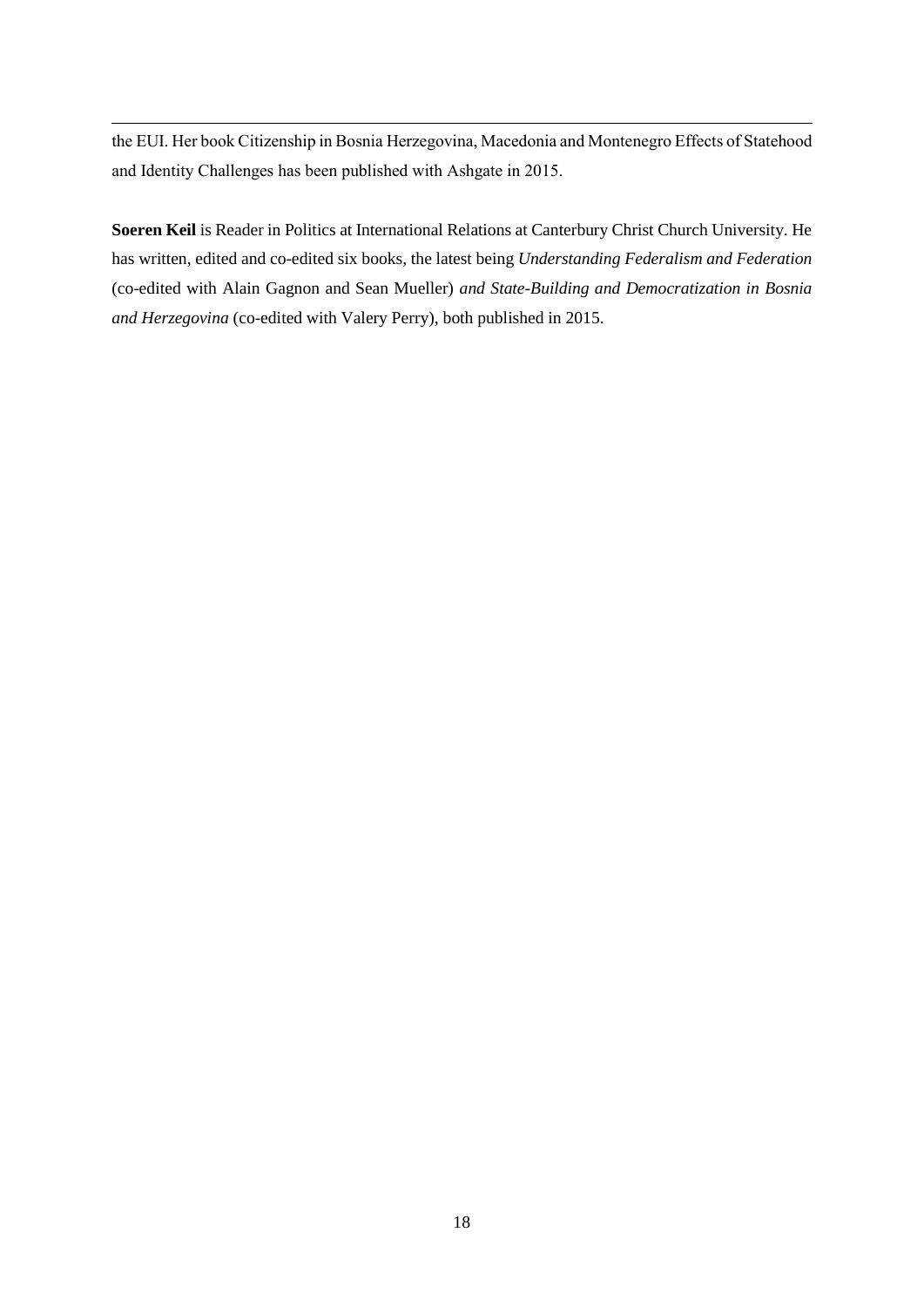the EUI. Her book Citizenship in Bosnia Herzegovina, Macedonia and Montenegro Effects of Statehood and Identity Challenges has been published with Ashgate in 2015.

**Soeren Keil** is Reader in Politics at International Relations at Canterbury Christ Church University. He has written, edited and co-edited six books, the latest being *Understanding Federalism and Federation* (co-edited with Alain Gagnon and Sean Mueller) *and State-Building and Democratization in Bosnia and Herzegovina* (co-edited with Valery Perry), both published in 2015.